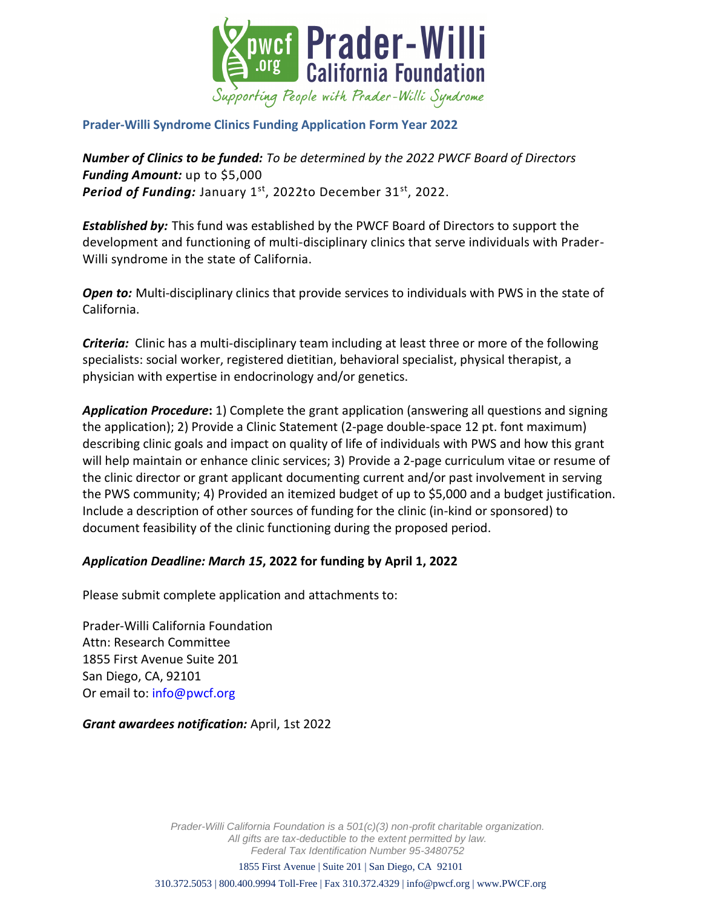# Prader-Willi California Foundation

*Supporting People with Prader-Willi Syndrome*

## Prader-Willi Syndrome Clinics Funding Application Form Year 2022

***Number of Clinics to be funded:*** *To be determined by the 2022 PWCF Board of Directors*
***Funding Amount:*** up to $5,000
***Period of Funding:*** January 1st, 2022to December 31st, 2022.

***Established by:*** This fund was established by the PWCF Board of Directors to support the development and functioning of multi-disciplinary clinics that serve individuals with Prader-Willi syndrome in the state of California.

***Open to:*** Multi-disciplinary clinics that provide services to individuals with PWS in the state of California.

***Criteria:*** Clinic has a multi-disciplinary team including at least three or more of the following specialists: social worker, registered dietitian, behavioral specialist, physical therapist, a physician with expertise in endocrinology and/or genetics.

***Application Procedure*:** 1) Complete the grant application (answering all questions and signing the application); 2) Provide a Clinic Statement (2-page double-space 12 pt. font maximum) describing clinic goals and impact on quality of life of individuals with PWS and how this grant will help maintain or enhance clinic services; 3) Provide a 2-page curriculum vitae or resume of the clinic director or grant applicant documenting current and/or past involvement in serving the PWS community; 4) Provided an itemized budget of up to $5,000 and a budget justification. Include a description of other sources of funding for the clinic (in-kind or sponsored) to document feasibility of the clinic functioning during the proposed period.

***Application Deadline: March 15*, 2022 for funding by April 1, 2022**

Please submit complete application and attachments to:

Prader-Willi California Foundation
Attn: Research Committee
1855 First Avenue Suite 201
San Diego, CA, 92101
Or email to: info@pwcf.org

***Grant awardees notification:*** April, 1st 2022

*Prader-Willi California Foundation is a 501(c)(3) non-profit charitable organization.*
*All gifts are tax-deductible to the extent permitted by law.*
*Federal Tax Identification Number 95-3480752*

1855 First Avenue | Suite 201 | San Diego, CA 92101

310.372.5053 | 800.400.9994 Toll-Free | Fax 310.372.4329 | info@pwcf.org | www.PWCF.org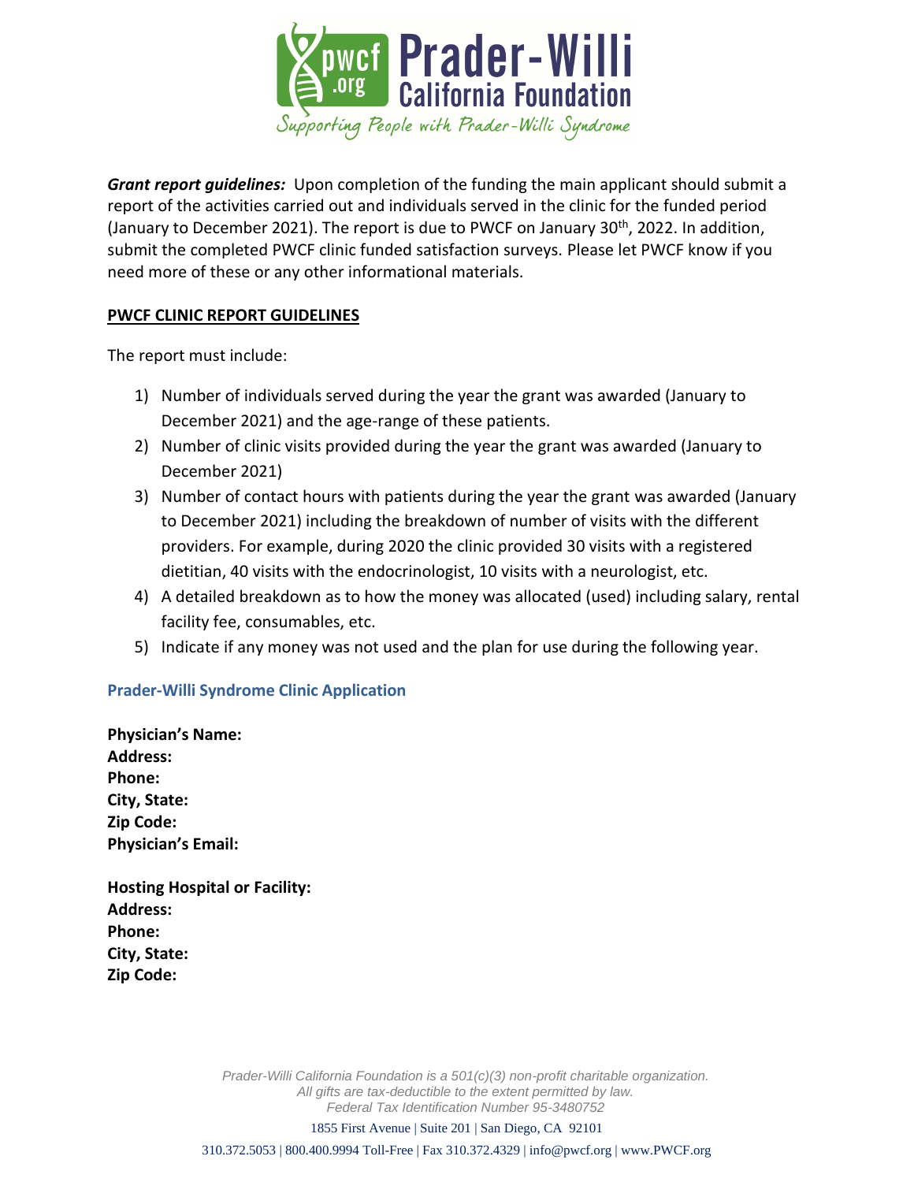***Grant report guidelines:*** Upon completion of the funding the main applicant should submit a report of the activities carried out and individuals served in the clinic for the funded period (January to December 2021). The report is due to PWCF on January 30th, 2022. In addition, submit the completed PWCF clinic funded satisfaction surveys. Please let PWCF know if you need more of these or any other informational materials.

## PWCF CLINIC REPORT GUIDELINES

The report must include:

1) Number of individuals served during the year the grant was awarded (January to December 2021) and the age-range of these patients.
2) Number of clinic visits provided during the year the grant was awarded (January to December 2021)
3) Number of contact hours with patients during the year the grant was awarded (January to December 2021) including the breakdown of number of visits with the different providers. For example, during 2020 the clinic provided 30 visits with a registered dietitian, 40 visits with the endocrinologist, 10 visits with a neurologist, etc.
4) A detailed breakdown as to how the money was allocated (used) including salary, rental facility fee, consumables, etc.
5) Indicate if any money was not used and the plan for use during the following year.

### Prader-Willi Syndrome Clinic Application

**Physician's Name:**
**Address:**
**Phone:**
**City, State:**
**Zip Code:**
**Physician's Email:**

**Hosting Hospital or Facility:**
**Address:**
**Phone:**
**City, State:**
**Zip Code:**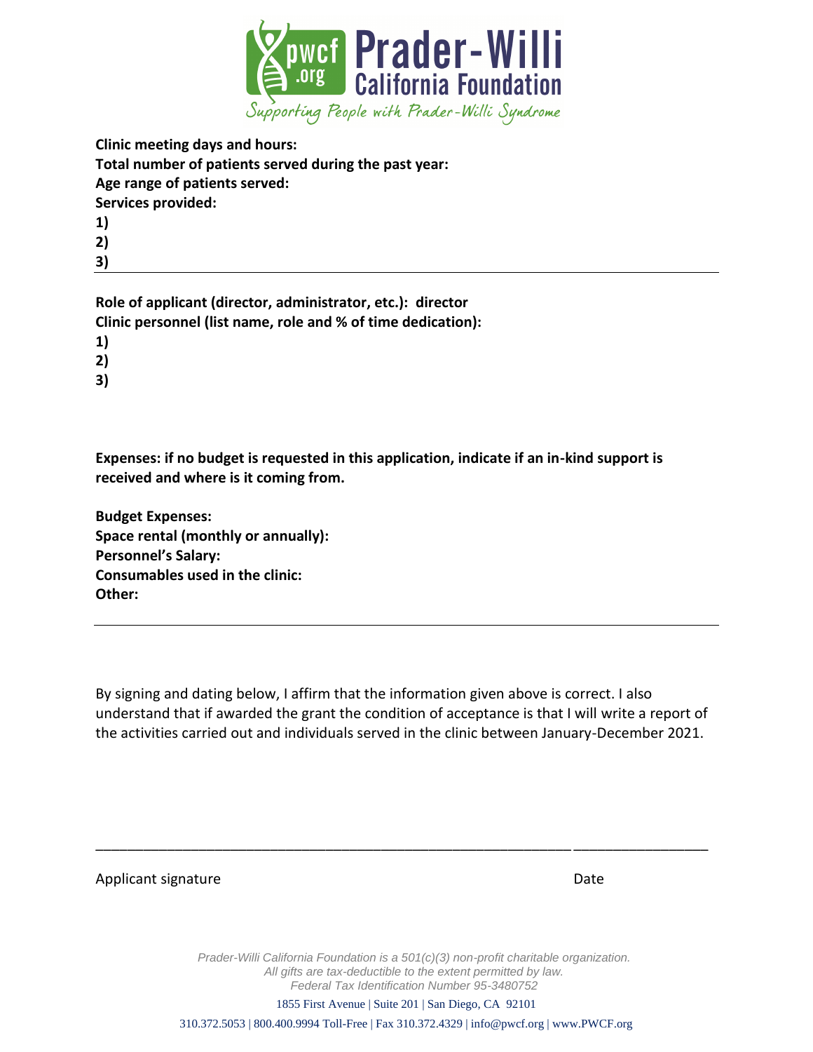**Clinic meeting days and hours:**
**Total number of patients served during the past year:**
**Age range of patients served:**
**Services provided:**
**1)**
**2)**
**3)**

---

**Role of applicant (director, administrator, etc.): director**
**Clinic personnel (list name, role and % of time dedication):**
**1)**
**2)**
**3)**

**Expenses: if no budget is requested in this application, indicate if an in-kind support is received and where is it coming from.**

**Budget Expenses:**
**Space rental (monthly or annually):**
**Personnel's Salary:**
**Consumables used in the clinic:**
**Other:**

---

By signing and dating below, I affirm that the information given above is correct. I also understand that if awarded the grant the condition of acceptance is that I will write a report of the activities carried out and individuals served in the clinic between January-December 2021.

\_\_\_\_\_\_\_\_\_\_\_\_\_\_\_\_\_\_\_\_\_\_\_\_\_\_\_\_\_\_\_\_\_\_\_\_\_\_\_\_\_\_\_\_\_\_\_\_\_\_\_\_\_\_\_\_\_\_\_\_ \_\_\_\_\_\_\_\_\_\_\_\_\_\_\_\_\_\_\_\_

Applicant signature Date

*Prader-Willi California Foundation is a 501(c)(3) non-profit charitable organization.*
*All gifts are tax-deductible to the extent permitted by law.*
*Federal Tax Identification Number 95-3480752*

1855 First Avenue | Suite 201 | San Diego, CA 92101

310.372.5053 | 800.400.9994 Toll-Free | Fax 310.372.4329 | info@pwcf.org | www.PWCF.org